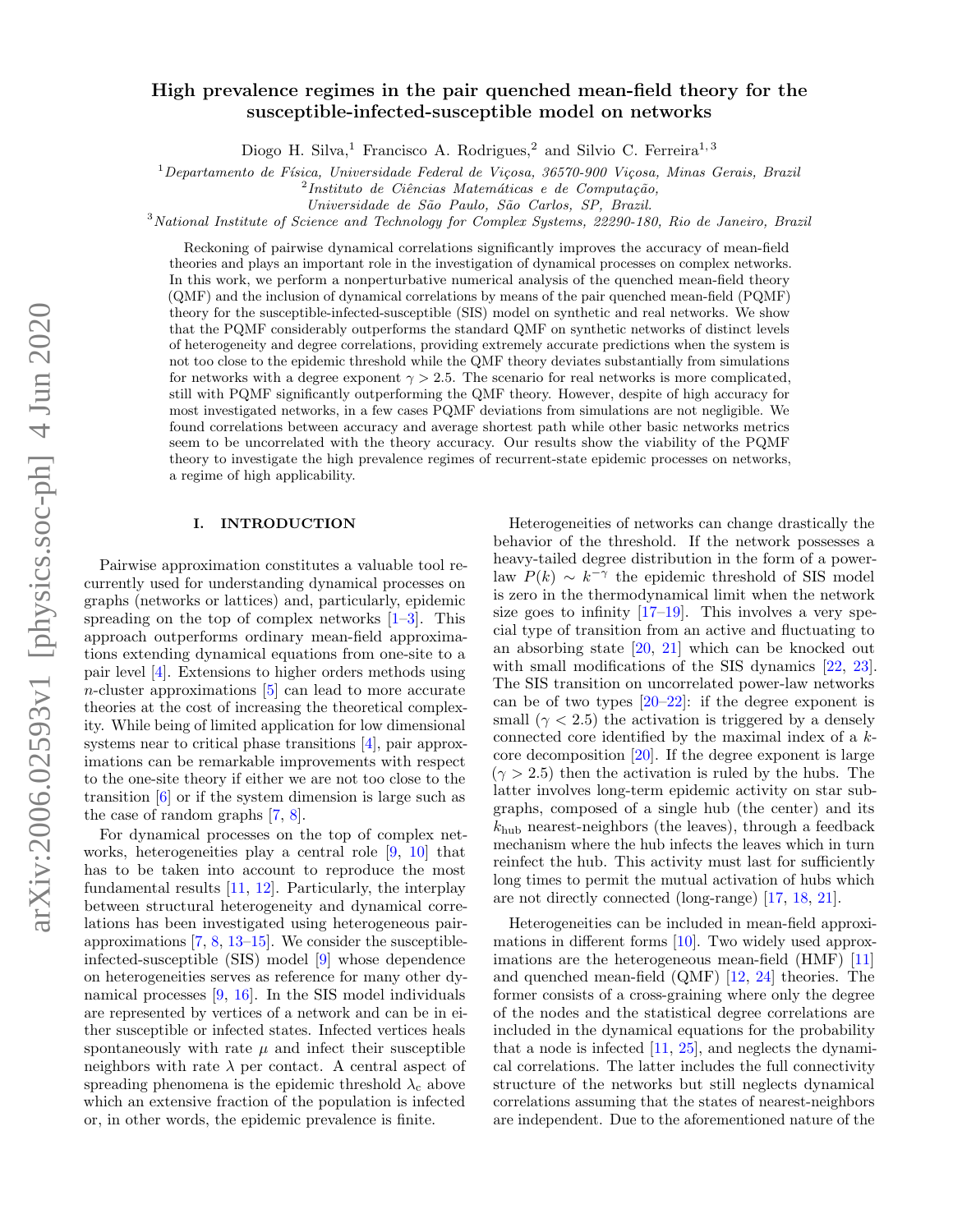# High prevalence regimes in the pair quenched mean-field theory for the susceptible-infected-susceptible model on networks

Diogo H. Silva,[1] Francisco A. Rodrigues,[2] and Silvio C. Ferreira[1,3]

[1] *Departamento de Física, Universidade Federal de Viçosa, 36570-900 Viçosa, Minas Gerais, Brazil*
[2] *Instituto de Ciências Matemáticas e de Computação, Universidade de São Paulo, São Carlos, SP, Brazil.*
[3] *National Institute of Science and Technology for Complex Systems, 22290-180, Rio de Janeiro, Brazil*

Reckoning of pairwise dynamical correlations significantly improves the accuracy of mean-field theories and plays an important role in the investigation of dynamical processes on complex networks. In this work, we perform a nonperturbative numerical analysis of the quenched mean-field theory (QMF) and the inclusion of dynamical correlations by means of the pair quenched mean-field (PQMF) theory for the susceptible-infected-susceptible (SIS) model on synthetic and real networks. We show that the PQMF considerably outperforms the standard QMF on synthetic networks of distinct levels of heterogeneity and degree correlations, providing extremely accurate predictions when the system is not too close to the epidemic threshold while the QMF theory deviates substantially from simulations for networks with a degree exponent $\gamma > 2.5$. The scenario for real networks is more complicated, still with PQMF significantly outperforming the QMF theory. However, despite of high accuracy for most investigated networks, in a few cases PQMF deviations from simulations are not negligible. We found correlations between accuracy and average shortest path while other basic networks metrics seem to be uncorrelated with the theory accuracy. Our results show the viability of the PQMF theory to investigate the high prevalence regimes of recurrent-state epidemic processes on networks, a regime of high applicability.

## I. INTRODUCTION

Pairwise approximation constitutes a valuable tool recurrently used for understanding dynamical processes on graphs (networks or lattices) and, particularly, epidemic spreading on the top of complex networks [1–3]. This approach outperforms ordinary mean-field approximations extending dynamical equations from one-site to a pair level [4]. Extensions to higher orders methods using $n$-cluster approximations [5] can lead to more accurate theories at the cost of increasing the theoretical complexity. While being of limited application for low dimensional systems near to critical phase transitions [4], pair approximations can be remarkable improvements with respect to the one-site theory if either we are not too close to the transition [6] or if the system dimension is large such as the case of random graphs [7, 8].

For dynamical processes on the top of complex networks, heterogeneities play a central role [9, 10] that has to be taken into account to reproduce the most fundamental results [11, 12]. Particularly, the interplay between structural heterogeneity and dynamical correlations has been investigated using heterogeneous pair-approximations [7, 8, 13–15]. We consider the susceptible-infected-susceptible (SIS) model [9] whose dependence on heterogeneities serves as reference for many other dynamical processes [9, 16]. In the SIS model individuals are represented by vertices of a network and can be in either susceptible or infected states. Infected vertices heals spontaneously with rate $\mu$ and infect their susceptible neighbors with rate $\lambda$ per contact. A central aspect of spreading phenomena is the epidemic threshold $\lambda_c$ above which an extensive fraction of the population is infected or, in other words, the epidemic prevalence is finite.

Heterogeneities of networks can change drastically the behavior of the threshold. If the network possesses a heavy-tailed degree distribution in the form of a power-law $P(k) \sim k^{-\gamma}$ the epidemic threshold of SIS model is zero in the thermodynamical limit when the network size goes to infinity [17–19]. This involves a very special type of transition from an active and fluctuating to an absorbing state [20, 21] which can be knocked out with small modifications of the SIS dynamics [22, 23]. The SIS transition on uncorrelated power-law networks can be of two types [20–22]: if the degree exponent is small ($\gamma < 2.5$) the activation is triggered by a densely connected core identified by the maximal index of a $k$-core decomposition [20]. If the degree exponent is large ($\gamma > 2.5$) then the activation is ruled by the hubs. The latter involves long-term epidemic activity on star subgraphs, composed of a single hub (the center) and its $k_{\text{hub}}$ nearest-neighbors (the leaves), through a feedback mechanism where the hub infects the leaves which in turn reinfect the hub. This activity must last for sufficiently long times to permit the mutual activation of hubs which are not directly connected (long-range) [17, 18, 21].

Heterogeneities can be included in mean-field approximations in different forms [10]. Two widely used approximations are the heterogeneous mean-field (HMF) [11] and quenched mean-field (QMF) [12, 24] theories. The former consists of a cross-graining where only the degree of the nodes and the statistical degree correlations are included in the dynamical equations for the probability that a node is infected [11, 25], and neglects the dynamical correlations. The latter includes the full connectivity structure of the networks but still neglects dynamical correlations assuming that the states of nearest-neighbors are independent. Due to the aforementioned nature of the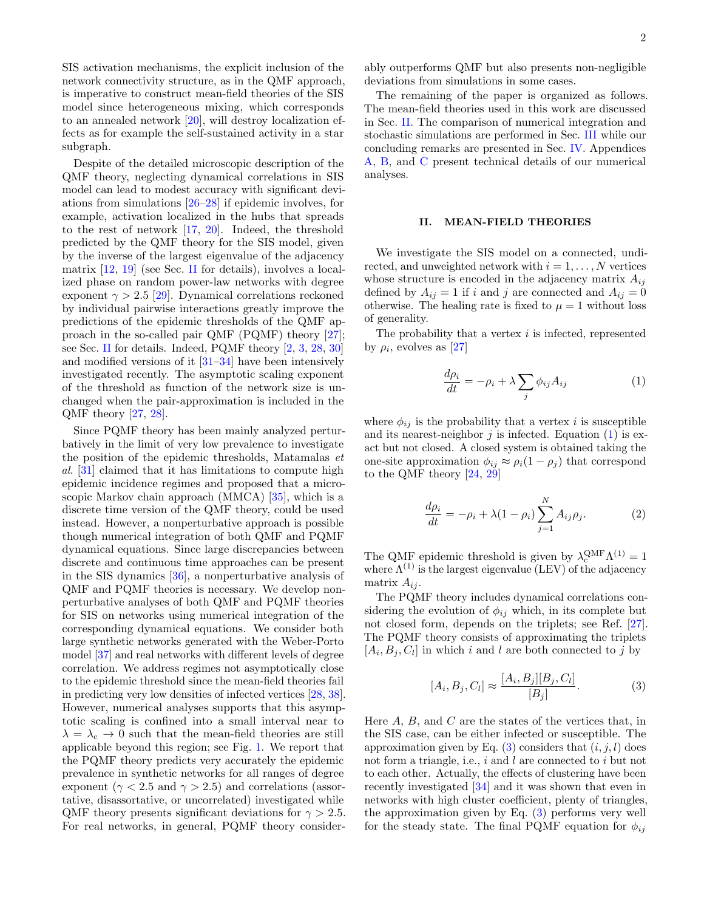SIS activation mechanisms, the explicit inclusion of the network connectivity structure, as in the QMF approach, is imperative to construct mean-field theories of the SIS model since heterogeneous mixing, which corresponds to an annealed network [20], will destroy localization effects as for example the self-sustained activity in a star subgraph.

Despite of the detailed microscopic description of the QMF theory, neglecting dynamical correlations in SIS model can lead to modest accuracy with significant deviations from simulations [26–28] if epidemic involves, for example, activation localized in the hubs that spreads to the rest of network [17, 20]. Indeed, the threshold predicted by the QMF theory for the SIS model, given by the inverse of the largest eigenvalue of the adjacency matrix [12, 19] (see Sec. II for details), involves a localized phase on random power-law networks with degree exponent $\gamma > 2.5$ [29]. Dynamical correlations reckoned by individual pairwise interactions greatly improve the predictions of the epidemic thresholds of the QMF approach in the so-called pair QMF (PQMF) theory [27]; see Sec. II for details. Indeed, PQMF theory [2, 3, 28, 30] and modified versions of it [31–34] have been intensively investigated recently. The asymptotic scaling exponent of the threshold as function of the network size is unchanged when the pair-approximation is included in the QMF theory [27, 28].

Since PQMF theory has been mainly analyzed perturbatively in the limit of very low prevalence to investigate the position of the epidemic thresholds, Matamalas *et al.* [31] claimed that it has limitations to compute high epidemic incidence regimes and proposed that a microscopic Markov chain approach (MMCA) [35], which is a discrete time version of the QMF theory, could be used instead. However, a nonperturbative approach is possible though numerical integration of both QMF and PQMF dynamical equations. Since large discrepancies between discrete and continuous time approaches can be present in the SIS dynamics [36], a nonperturbative analysis of QMF and PQMF theories is necessary. We develop nonperturbative analyses of both QMF and PQMF theories for SIS on networks using numerical integration of the corresponding dynamical equations. We consider both large synthetic networks generated with the Weber-Porto model [37] and real networks with different levels of degree correlation. We address regimes not asymptotically close to the epidemic threshold since the mean-field theories fail in predicting very low densities of infected vertices [28, 38]. However, numerical analyses supports that this asymptotic scaling is confined into a small interval near to $\lambda = \lambda_c \to 0$ such that the mean-field theories are still applicable beyond this region; see Fig. 1. We report that the PQMF theory predicts very accurately the epidemic prevalence in synthetic networks for all ranges of degree exponent ($\gamma < 2.5$ and $\gamma > 2.5$) and correlations (assortative, disassortative, or uncorrelated) investigated while QMF theory presents significant deviations for $\gamma > 2.5$. For real networks, in general, PQMF theory considerably outperforms QMF but also presents non-negligible deviations from simulations in some cases.

The remaining of the paper is organized as follows. The mean-field theories used in this work are discussed in Sec. II. The comparison of numerical integration and stochastic simulations are performed in Sec. III while our concluding remarks are presented in Sec. IV. Appendices A, B, and C present technical details of our numerical analyses.

## II. MEAN-FIELD THEORIES

We investigate the SIS model on a connected, undirected, and unweighted network with $i = 1, \ldots, N$ vertices whose structure is encoded in the adjacency matrix $A_{ij}$ defined by $A_{ij} = 1$ if $i$ and $j$ are connected and $A_{ij} = 0$ otherwise. The healing rate is fixed to $\mu = 1$ without loss of generality.

The probability that a vertex $i$ is infected, represented by $\rho_i$, evolves as [27]

$$\frac{d\rho_i}{dt} = -\rho_i + \lambda \sum_j \phi_{ij} A_{ij} \tag{1}$$

where $\phi_{ij}$ is the probability that a vertex $i$ is susceptible and its nearest-neighbor $j$ is infected. Equation (1) is exact but not closed. A closed system is obtained taking the one-site approximation $\phi_{ij} \approx \rho_i(1-\rho_j)$ that correspond to the QMF theory [24, 29]

$$\frac{d\rho_i}{dt} = -\rho_i + \lambda(1-\rho_i) \sum_{j=1}^{N} A_{ij}\rho_j. \tag{2}$$

The QMF epidemic threshold is given by $\lambda_c^{\text{QMF}} \Lambda^{(1)} = 1$ where $\Lambda^{(1)}$ is the largest eigenvalue (LEV) of the adjacency matrix $A_{ij}$.

The PQMF theory includes dynamical correlations considering the evolution of $\phi_{ij}$ which, in its complete but not closed form, depends on the triplets; see Ref. [27]. The PQMF theory consists of approximating the triplets $[A_i, B_j, C_l]$ in which $i$ and $l$ are both connected to $j$ by

$$[A_i, B_j, C_l] \approx \frac{[A_i, B_j][B_j, C_l]}{[B_j]}. \tag{3}$$

Here $A$, $B$, and $C$ are the states of the vertices that, in the SIS case, can be either infected or susceptible. The approximation given by Eq. (3) considers that $(i, j, l)$ does not form a triangle, i.e., $i$ and $l$ are connected to $i$ but not to each other. Actually, the effects of clustering have been recently investigated [34] and it was shown that even in networks with high cluster coefficient, plenty of triangles, the approximation given by Eq. (3) performs very well for the steady state. The final PQMF equation for $\phi_{ij}$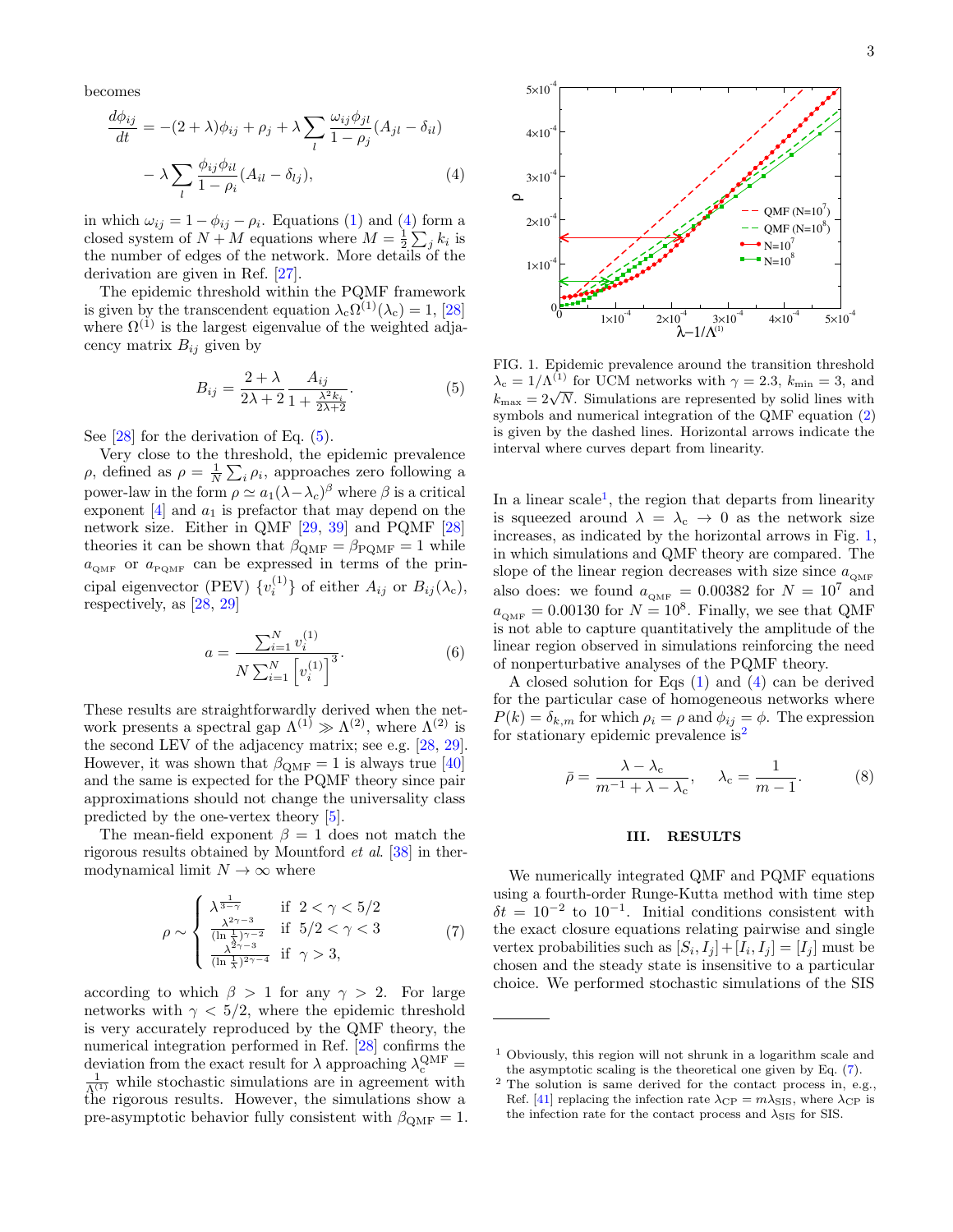becomes

$$\frac{d\phi_{ij}}{dt} = -(2+\lambda)\phi_{ij} + \rho_j + \lambda \sum_l \frac{\omega_{ij}\phi_{jl}}{1-\rho_j}(A_{jl} - \delta_{il}) - \lambda \sum_l \frac{\phi_{ij}\phi_{il}}{1-\rho_i}(A_{il} - \delta_{lj}), \tag{4}$$

in which $\omega_{ij} = 1 - \phi_{ij} - \rho_i$. Equations (1) and (4) form a closed system of $N + M$ equations where $M = \frac{1}{2}\sum_j k_i$ is the number of edges of the network. More details of the derivation are given in Ref. [27].

The epidemic threshold within the PQMF framework is given by the transcendent equation $\lambda_c \Omega^{(1)}(\lambda_c) = 1$, [28] where $\Omega^{(1)}$ is the largest eigenvalue of the weighted adjacency matrix $B_{ij}$ given by

$$B_{ij} = \frac{2+\lambda}{2\lambda+2} \frac{A_{ij}}{1 + \frac{\lambda^2 k_i}{2\lambda+2}}. \tag{5}$$

See [28] for the derivation of Eq. (5).

Very close to the threshold, the epidemic prevalence $\rho$, defined as $\rho = \frac{1}{N}\sum_i \rho_i$, approaches zero following a power-law in the form $\rho \simeq a_1(\lambda - \lambda_c)^\beta$ where $\beta$ is a critical exponent [4] and $a_1$ is prefactor that may depend on the network size. Either in QMF [29, 39] and PQMF [28] theories it can be shown that $\beta_{\text{QMF}} = \beta_{\text{PQMF}} = 1$ while $a_{\text{QMF}}$ or $a_{\text{PQMF}}$ can be expressed in terms of the principal eigenvector (PEV) $\{v_i^{(1)}\}$ of either $A_{ij}$ or $B_{ij}(\lambda_c)$, respectively, as [28, 29]

$$a = \frac{\sum_{i=1}^N v_i^{(1)}}{N \sum_{i=1}^N \left[v_i^{(1)}\right]^3}. \tag{6}$$

These results are straightforwardly derived when the network presents a spectral gap $\Lambda^{(1)} \gg \Lambda^{(2)}$, where $\Lambda^{(2)}$ is the second LEV of the adjacency matrix; see e.g. [28, 29]. However, it was shown that $\beta_{\text{QMF}} = 1$ is always true [40] and the same is expected for the PQMF theory since pair approximations should not change the universality class predicted by the one-vertex theory [5].

The mean-field exponent $\beta = 1$ does not match the rigorous results obtained by Mountford *et al.* [38] in thermodynamical limit $N \to \infty$ where

$$\rho \sim \begin{cases} \lambda^{\frac{1}{3-\gamma}} & \text{if } 2 < \gamma < 5/2 \\ \frac{\lambda^{2\gamma-3}}{(\ln\frac{1}{\lambda})^{\gamma-2}} & \text{if } 5/2 < \gamma < 3 \\ \frac{\lambda^{2\gamma-3}}{(\ln\frac{1}{\lambda})^{2\gamma-4}} & \text{if } \gamma > 3, \end{cases} \tag{7}$$

according to which $\beta > 1$ for any $\gamma > 2$. For large networks with $\gamma < 5/2$, where the epidemic threshold is very accurately reproduced by the QMF theory, the numerical integration performed in Ref. [28] confirms the deviation from the exact result for $\lambda$ approaching $\lambda_c^{\text{QMF}} = \frac{1}{\Lambda^{(1)}}$ while stochastic simulations are in agreement with the rigorous results. However, the simulations show a pre-asymptotic behavior fully consistent with $\beta_{\text{QMF}} = 1$.

FIG. 1. Epidemic prevalence around the transition threshold $\lambda_c = 1/\Lambda^{(1)}$ for UCM networks with $\gamma = 2.3$, $k_{\text{min}} = 3$, and $k_{\text{max}} = 2\sqrt{N}$. Simulations are represented by solid lines with symbols and numerical integration of the QMF equation (2) is given by the dashed lines. Horizontal arrows indicate the interval where curves depart from linearity.

In a linear scale[1], the region that departs from linearity is squeezed around $\lambda = \lambda_c \to 0$ as the network size increases, as indicated by the horizontal arrows in Fig. 1, in which simulations and QMF theory are compared. The slope of the linear region decreases with size since $a_{\text{QMF}}$ also does: we found $a_{\text{QMF}} = 0.00382$ for $N = 10^7$ and $a_{\text{QMF}} = 0.00130$ for $N = 10^8$. Finally, we see that QMF is not able to capture quantitatively the amplitude of the linear region observed in simulations reinforcing the need of nonperturbative analyses of the PQMF theory.

A closed solution for Eqs (1) and (4) can be derived for the particular case of homogeneous networks where $P(k) = \delta_{k,m}$ for which $\rho_i = \rho$ and $\phi_{ij} = \phi$. The expression for stationary epidemic prevalence is[2]

$$\bar{\rho} = \frac{\lambda - \lambda_c}{m^{-1} + \lambda - \lambda_c}, \qquad \lambda_c = \frac{1}{m-1}. \tag{8}$$

## III. RESULTS

We numerically integrated QMF and PQMF equations using a fourth-order Runge-Kutta method with time step $\delta t = 10^{-2}$ to $10^{-1}$. Initial conditions consistent with the exact closure equations relating pairwise and single vertex probabilities such as $[S_i, I_j] + [I_i, I_j] = [I_j]$ must be chosen and the steady state is insensitive to a particular choice. We performed stochastic simulations of the SIS

---

[1] Obviously, this region will not shrunk in a logarithm scale and the asymptotic scaling is the theoretical one given by Eq. (7).

[2] The solution is same derived for the contact process in, e.g., Ref. [41] replacing the infection rate $\lambda_{\text{CP}} = m\lambda_{\text{SIS}}$, where $\lambda_{\text{CP}}$ is the infection rate for the contact process and $\lambda_{\text{SIS}}$ for SIS.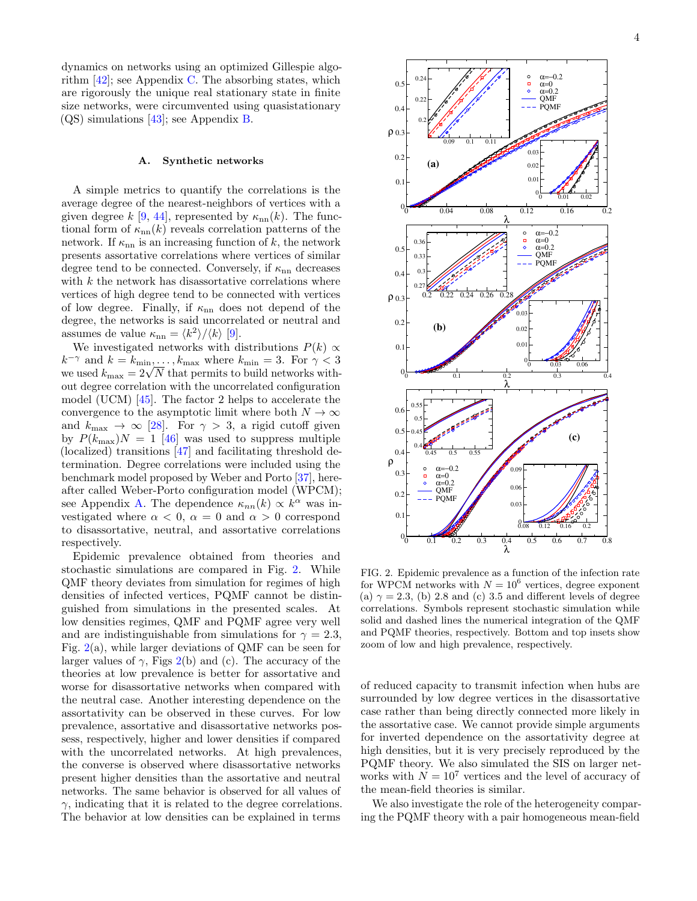dynamics on networks using an optimized Gillespie algorithm [42]; see Appendix C. The absorbing states, which are rigorously the unique real stationary state in finite size networks, were circumvented using quasistationary (QS) simulations [43]; see Appendix B.

### A. Synthetic networks

A simple metrics to quantify the correlations is the average degree of the nearest-neighbors of vertices with a given degree $k$ [9, 44], represented by $\kappa_{\text{nn}}(k)$. The functional form of $\kappa_{\text{nn}}(k)$ reveals correlation patterns of the network. If $\kappa_{\text{nn}}$ is an increasing function of $k$, the network presents assortative correlations where vertices of similar degree tend to be connected. Conversely, if $\kappa_{\text{nn}}$ decreases with $k$ the network has disassortative correlations where vertices of high degree tend to be connected with vertices of low degree. Finally, if $\kappa_{\text{nn}}$ does not depend of the degree, the networks is said uncorrelated or neutral and assumes de value $\kappa_{\text{nn}} = \langle k^2\rangle/\langle k\rangle$ [9].

We investigated networks with distributions $P(k) \propto k^{-\gamma}$ and $k = k_{\min}, \ldots, k_{\max}$ where $k_{\min} = 3$. For $\gamma < 3$ we used $k_{\max} = 2\sqrt{N}$ that permits to build networks without degree correlation with the uncorrelated configuration model (UCM) [45]. The factor 2 helps to accelerate the convergence to the asymptotic limit where both $N \to \infty$ and $k_{\max} \to \infty$ [28]. For $\gamma > 3$, a rigid cutoff given by $P(k_{\max})N = 1$ [46] was used to suppress multiple (localized) transitions [47] and facilitating threshold determination. Degree correlations were included using the benchmark model proposed by Weber and Porto [37], hereafter called Weber-Porto configuration model (WPCM); see Appendix A. The dependence $\kappa_{nn}(k) \propto k^{\alpha}$ was investigated where $\alpha < 0$, $\alpha = 0$ and $\alpha > 0$ correspond to disassortative, neutral, and assortative correlations respectively.

Epidemic prevalence obtained from theories and stochastic simulations are compared in Fig. 2. While QMF theory deviates from simulation for regimes of high densities of infected vertices, PQMF cannot be distinguished from simulations in the presented scales. At low densities regimes, QMF and PQMF agree very well and are indistinguishable from simulations for $\gamma = 2.3$, Fig. 2(a), while larger deviations of QMF can be seen for larger values of $\gamma$, Figs 2(b) and (c). The accuracy of the theories at low prevalence is better for assortative and worse for disassortative networks when compared with the neutral case. Another interesting dependence on the assortativity can be observed in these curves. For low prevalence, assortative and disassortative networks possess, respectively, higher and lower densities if compared with the uncorrelated networks. At high prevalences, the converse is observed where disassortative networks present higher densities than the assortative and neutral networks. The same behavior is observed for all values of $\gamma$, indicating that it is related to the degree correlations. The behavior at low densities can be explained in terms of reduced capacity to transmit infection when hubs are surrounded by low degree vertices in the disassortative case rather than being directly connected more likely in the assortative case. We cannot provide simple arguments for inverted dependence on the assortativity degree at high densities, but it is very precisely reproduced by the PQMF theory. We also simulated the SIS on larger networks with $N = 10^7$ vertices and the level of accuracy of the mean-field theories is similar.

FIG. 2. Epidemic prevalence as a function of the infection rate for WPCM networks with $N = 10^6$ vertices, degree exponent (a) $\gamma = 2.3$, (b) 2.8 and (c) 3.5 and different levels of degree correlations. Symbols represent stochastic simulation while solid and dashed lines the numerical integration of the QMF and PQMF theories, respectively. Bottom and top insets show zoom of low and high prevalence, respectively.

We also investigate the role of the heterogeneity comparing the PQMF theory with a pair homogeneous mean-field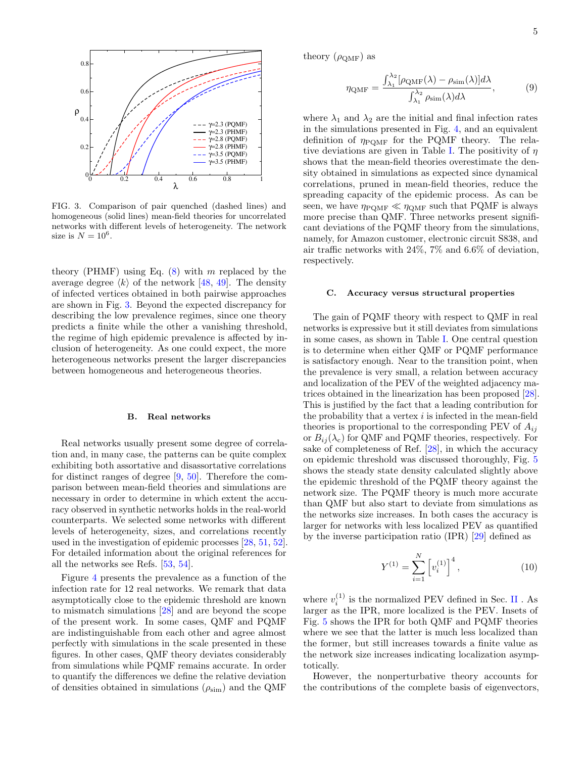FIG. 3. Comparison of pair quenched (dashed lines) and homogeneous (solid lines) mean-field theories for uncorrelated networks with different levels of heterogeneity. The network size is $N = 10^6$.

theory (PHMF) using Eq. (8) with $m$ replaced by the average degree $\langle k \rangle$ of the network [48, 49]. The density of infected vertices obtained in both pairwise approaches are shown in Fig. 3. Beyond the expected discrepancy for describing the low prevalence regimes, since one theory predicts a finite while the other a vanishing threshold, the regime of high epidemic prevalence is affected by inclusion of heterogeneity. As one could expect, the more heterogeneous networks present the larger discrepancies between homogeneous and heterogeneous theories.

### B. Real networks

Real networks usually present some degree of correlation and, in many case, the patterns can be quite complex exhibiting both assortative and disassortative correlations for distinct ranges of degree [9, 50]. Therefore the comparison between mean-field theories and simulations are necessary in order to determine in which extent the accuracy observed in synthetic networks holds in the real-world counterparts. We selected some networks with different levels of heterogeneity, sizes, and correlations recently used in the investigation of epidemic processes [28, 51, 52]. For detailed information about the original references for all the networks see Refs. [53, 54].

Figure 4 presents the prevalence as a function of the infection rate for 12 real networks. We remark that data asymptotically close to the epidemic threshold are known to mismatch simulations [28] and are beyond the scope of the present work. In some cases, QMF and PQMF are indistinguishable from each other and agree almost perfectly with simulations in the scale presented in these figures. In other cases, QMF theory deviates considerably from simulations while PQMF remains accurate. In order to quantify the differences we define the relative deviation of densities obtained in simulations ($\rho_{\text{sim}}$) and the QMF theory ($\rho_{\text{QMF}}$) as

$$\eta_{\text{QMF}} = \frac{\int_{\lambda_1}^{\lambda_2} [\rho_{\text{QMF}}(\lambda) - \rho_{\text{sim}}(\lambda)] d\lambda}{\int_{\lambda_1}^{\lambda_2} \rho_{\text{sim}}(\lambda) d\lambda}, \tag{9}$$

where $\lambda_1$ and $\lambda_2$ are the initial and final infection rates in the simulations presented in Fig. 4, and an equivalent definition of $\eta_{\text{PQMF}}$ for the PQMF theory. The relative deviations are given in Table I. The positivity of $\eta$ shows that the mean-field theories overestimate the density obtained in simulations as expected since dynamical correlations, pruned in mean-field theories, reduce the spreading capacity of the epidemic process. As can be seen, we have $\eta_{\text{PQMF}} \ll \eta_{\text{QMF}}$ such that PQMF is always more precise than QMF. Three networks present significant deviations of the PQMF theory from the simulations, namely, for Amazon customer, electronic circuit S838, and air traffic networks with 24%, 7% and 6.6% of deviation, respectively.

### C. Accuracy versus structural properties

The gain of PQMF theory with respect to QMF in real networks is expressive but it still deviates from simulations in some cases, as shown in Table I. One central question is to determine when either QMF or PQMF performance is satisfactory enough. Near to the transition point, when the prevalence is very small, a relation between accuracy and localization of the PEV of the weighted adjacency matrices obtained in the linearization has been proposed [28]. This is justified by the fact that a leading contribution for the probability that a vertex $i$ is infected in the mean-field theories is proportional to the corresponding PEV of $A_{ij}$ or $B_{ij}(\lambda_c)$ for QMF and PQMF theories, respectively. For sake of completeness of Ref. [28], in which the accuracy on epidemic threshold was discussed thoroughly, Fig. 5 shows the steady state density calculated slightly above the epidemic threshold of the PQMF theory against the network size. The PQMF theory is much more accurate than QMF but also start to deviate from simulations as the networks size increases. In both cases the accuracy is larger for networks with less localized PEV as quantified by the inverse participation ratio (IPR) [29] defined as

$$Y^{(1)} = \sum_{i=1}^{N} \left[ v_i^{(1)} \right]^4, \tag{10}$$

where $v_i^{(1)}$ is the normalized PEV defined in Sec. II . As larger as the IPR, more localized is the PEV. Insets of Fig. 5 shows the IPR for both QMF and PQMF theories where we see that the latter is much less localized than the former, but still increases towards a finite value as the network size increases indicating localization asymptotically.

However, the nonperturbative theory accounts for the contributions of the complete basis of eigenvectors,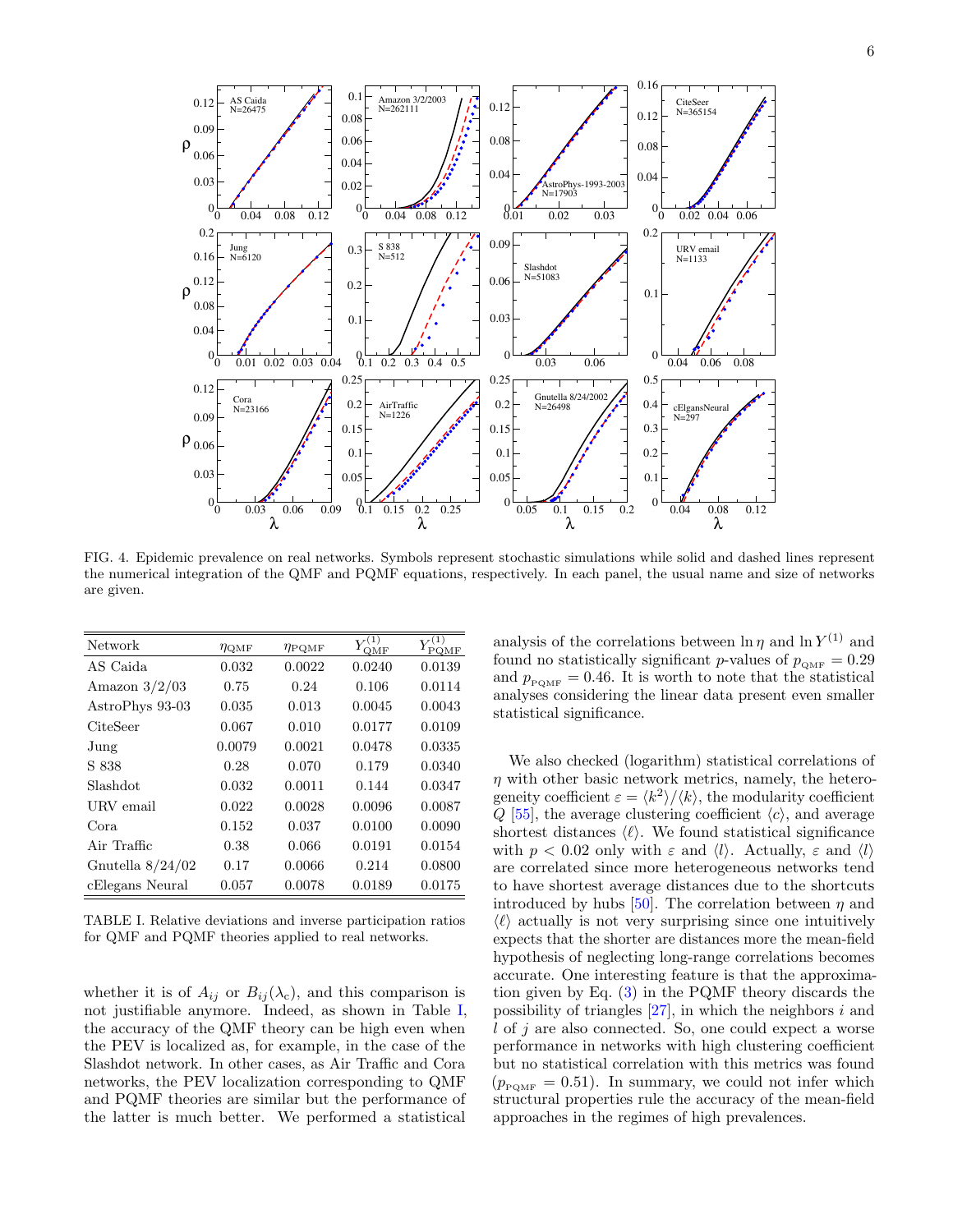FIG. 4. Epidemic prevalence on real networks. Symbols represent stochastic simulations while solid and dashed lines represent the numerical integration of the QMF and PQMF equations, respectively. In each panel, the usual name and size of networks are given.

| Network | $\eta_{\text{QMF}}$ | $\eta_{\text{PQMF}}$ | $Y^{(1)}_{\text{QMF}}$ | $Y^{(1)}_{\text{PQMF}}$ |
|---|---|---|---|---|
| AS Caida | 0.032 | 0.0022 | 0.0240 | 0.0139 |
| Amazon 3/2/03 | 0.75 | 0.24 | 0.106 | 0.0114 |
| AstroPhys 93-03 | 0.035 | 0.013 | 0.0045 | 0.0043 |
| CiteSeer | 0.067 | 0.010 | 0.0177 | 0.0109 |
| Jung | 0.0079 | 0.0021 | 0.0478 | 0.0335 |
| S 838 | 0.28 | 0.070 | 0.179 | 0.0340 |
| Slashdot | 0.032 | 0.0011 | 0.144 | 0.0347 |
| URV email | 0.022 | 0.0028 | 0.0096 | 0.0087 |
| Cora | 0.152 | 0.037 | 0.0100 | 0.0090 |
| Air Traffic | 0.38 | 0.066 | 0.0191 | 0.0154 |
| Gnutella 8/24/02 | 0.17 | 0.0066 | 0.214 | 0.0800 |
| cElegans Neural | 0.057 | 0.0078 | 0.0189 | 0.0175 |

TABLE I. Relative deviations and inverse participation ratios for QMF and PQMF theories applied to real networks.

whether it is of $A_{ij}$ or $B_{ij}(\lambda_c)$, and this comparison is not justifiable anymore. Indeed, as shown in Table I, the accuracy of the QMF theory can be high even when the PEV is localized as, for example, in the case of the Slashdot network. In other cases, as Air Traffic and Cora networks, the PEV localization corresponding to QMF and PQMF theories are similar but the performance of the latter is much better. We performed a statistical analysis of the correlations between $\ln\eta$ and $\ln Y^{(1)}$ and found no statistically significant $p$-values of $p_{\text{QMF}} = 0.29$ and $p_{\text{PQMF}} = 0.46$. It is worth to note that the statistical analyses considering the linear data present even smaller statistical significance.

We also checked (logarithm) statistical correlations of $\eta$ with other basic network metrics, namely, the heterogeneity coefficient $\varepsilon = \langle k^2\rangle/\langle k\rangle$, the modularity coefficient $Q$ [55], the average clustering coefficient $\langle c\rangle$, and average shortest distances $\langle \ell\rangle$. We found statistical significance with $p < 0.02$ only with $\varepsilon$ and $\langle l\rangle$. Actually, $\varepsilon$ and $\langle l\rangle$ are correlated since more heterogeneous networks tend to have shortest average distances due to the shortcuts introduced by hubs [50]. The correlation between $\eta$ and $\langle \ell\rangle$ actually is not very surprising since one intuitively expects that the shorter are distances more the mean-field hypothesis of neglecting long-range correlations becomes accurate. One interesting feature is that the approximation given by Eq. (3) in the PQMF theory discards the possibility of triangles [27], in which the neighbors $i$ and $l$ of $j$ are also connected. So, one could expect a worse performance in networks with high clustering coefficient but no statistical correlation with this metrics was found ($p_{\text{PQMF}} = 0.51$). In summary, we could not infer which structural properties rule the accuracy of the mean-field approaches in the regimes of high prevalences.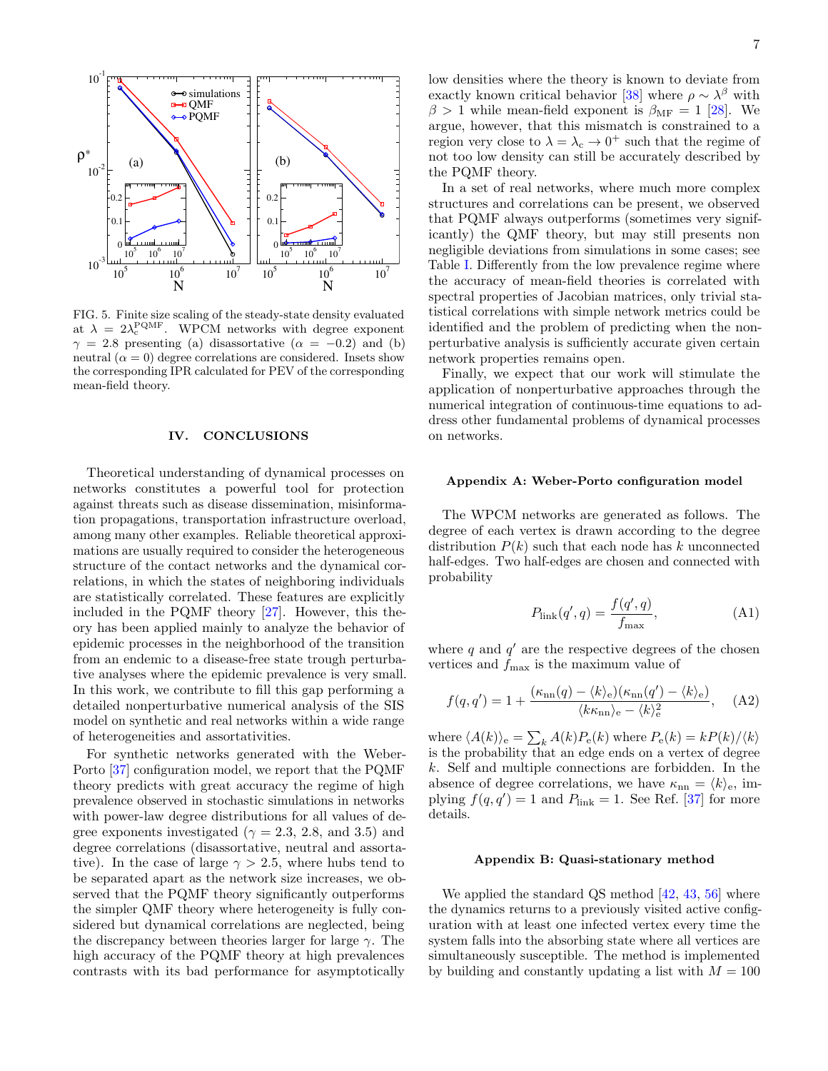FIG. 5. Finite size scaling of the steady-state density evaluated at $\lambda = 2\lambda_c^{\text{PQMF}}$. WPCM networks with degree exponent $\gamma = 2.8$ presenting (a) disassortative ($\alpha = -0.2$) and (b) neutral ($\alpha = 0$) degree correlations are considered. Insets show the corresponding IPR calculated for PEV of the corresponding mean-field theory.

## IV. CONCLUSIONS

Theoretical understanding of dynamical processes on networks constitutes a powerful tool for protection against threats such as disease dissemination, misinformation propagations, transportation infrastructure overload, among many other examples. Reliable theoretical approximations are usually required to consider the heterogeneous structure of the contact networks and the dynamical correlations, in which the states of neighboring individuals are statistically correlated. These features are explicitly included in the PQMF theory [27]. However, this theory has been applied mainly to analyze the behavior of epidemic processes in the neighborhood of the transition from an endemic to a disease-free state trough perturbative analyses where the epidemic prevalence is very small. In this work, we contribute to fill this gap performing a detailed nonperturbative numerical analysis of the SIS model on synthetic and real networks within a wide range of heterogeneities and assortativities.

For synthetic networks generated with the Weber-Porto [37] configuration model, we report that the PQMF theory predicts with great accuracy the regime of high prevalence observed in stochastic simulations in networks with power-law degree distributions for all values of degree exponents investigated ($\gamma = 2.3$, $2.8$, and $3.5$) and degree correlations (disassortative, neutral and assortative). In the case of large $\gamma > 2.5$, where hubs tend to be separated apart as the network size increases, we observed that the PQMF theory significantly outperforms the simpler QMF theory where heterogeneity is fully considered but dynamical correlations are neglected, being the discrepancy between theories larger for large $\gamma$. The high accuracy of the PQMF theory at high prevalences contrasts with its bad performance for asymptotically low densities where the theory is known to deviate from exactly known critical behavior [38] where $\rho \sim \lambda^\beta$ with $\beta > 1$ while mean-field exponent is $\beta_{\text{MF}} = 1$ [28]. We argue, however, that this mismatch is constrained to a region very close to $\lambda = \lambda_c \to 0^+$ such that the regime of not too low density can still be accurately described by the PQMF theory.

In a set of real networks, where much more complex structures and correlations can be present, we observed that PQMF always outperforms (sometimes very significantly) the QMF theory, but may still presents non negligible deviations from simulations in some cases; see Table I. Differently from the low prevalence regime where the accuracy of mean-field theories is correlated with spectral properties of Jacobian matrices, only trivial statistical correlations with simple network metrics could be identified and the problem of predicting when the nonperturbative analysis is sufficiently accurate given certain network properties remains open.

Finally, we expect that our work will stimulate the application of nonperturbative approaches through the numerical integration of continuous-time equations to address other fundamental problems of dynamical processes on networks.

### Appendix A: Weber-Porto configuration model

The WPCM networks are generated as follows. The degree of each vertex is drawn according to the degree distribution $P(k)$ such that each node has $k$ unconnected half-edges. Two half-edges are chosen and connected with probability

$$P_{\text{link}}(q', q) = \frac{f(q', q)}{f_{\max}}, \tag{A1}$$

where $q$ and $q'$ are the respective degrees of the chosen vertices and $f_{\max}$ is the maximum value of

$$f(q, q') = 1 + \frac{(\kappa_{\text{nn}}(q) - \langle k \rangle_{\text{e}})(\kappa_{\text{nn}}(q') - \langle k \rangle_{\text{e}})}{\langle k \kappa_{\text{nn}} \rangle_{\text{e}} - \langle k \rangle_{\text{e}}^2}, \tag{A2}$$

where $\langle A(k) \rangle_{\text{e}} = \sum_k A(k) P_{\text{e}}(k)$ where $P_{\text{e}}(k) = kP(k)/\langle k \rangle$ is the probability that an edge ends on a vertex of degree $k$. Self and multiple connections are forbidden. In the absence of degree correlations, we have $\kappa_{\text{nn}} = \langle k \rangle_{\text{e}}$, implying $f(q, q') = 1$ and $P_{\text{link}} = 1$. See Ref. [37] for more details.

### Appendix B: Quasi-stationary method

We applied the standard QS method [42, 43, 56] where the dynamics returns to a previously visited active configuration with at least one infected vertex every time the system falls into the absorbing state where all vertices are simultaneously susceptible. The method is implemented by building and constantly updating a list with $M = 100$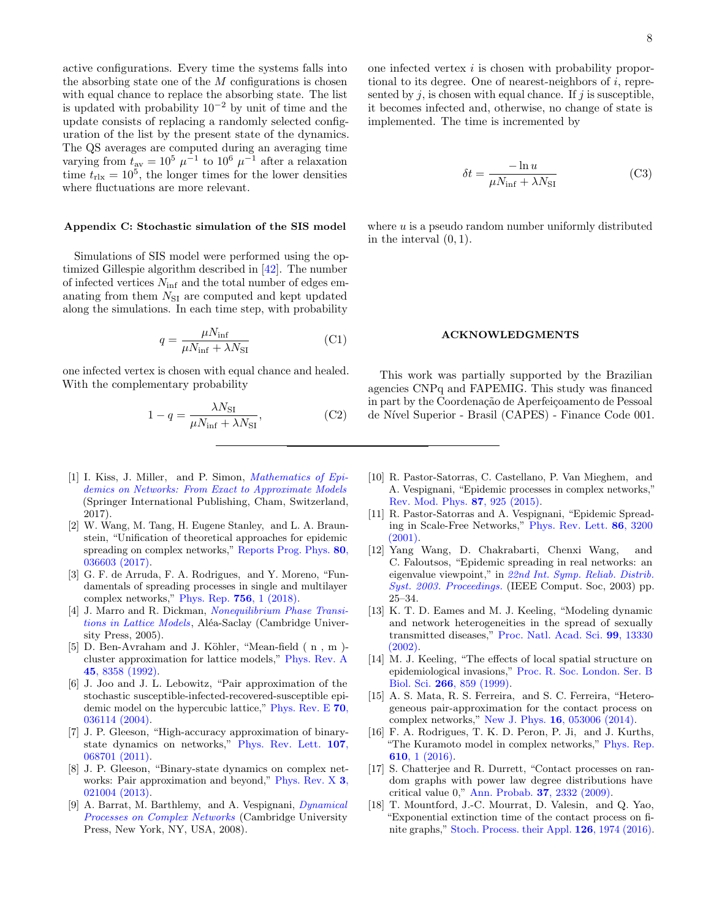active configurations. Every time the systems falls into the absorbing state one of the $M$ configurations is chosen with equal chance to replace the absorbing state. The list is updated with probability $10^{-2}$ by unit of time and the update consists of replacing a randomly selected configuration of the list by the present state of the dynamics. The QS averages are computed during an averaging time varying from $t_{\rm av} = 10^5\ \mu^{-1}$ to $10^6\ \mu^{-1}$ after a relaxation time $t_{\rm rlx} = 10^5$, the longer times for the lower densities where fluctuations are more relevant.

### Appendix C: Stochastic simulation of the SIS model

Simulations of SIS model were performed using the optimized Gillespie algorithm described in [42]. The number of infected vertices $N_{\rm inf}$ and the total number of edges emanating from them $N_{\rm SI}$ are computed and kept updated along the simulations. In each time step, with probability

$$q = \frac{\mu N_{\rm inf}}{\mu N_{\rm inf} + \lambda N_{\rm SI}} \tag{C1}$$

one infected vertex is chosen with equal chance and healed. With the complementary probability

$$1 - q = \frac{\lambda N_{\rm SI}}{\mu N_{\rm inf} + \lambda N_{\rm SI}}, \tag{C2}$$

one infected vertex $i$ is chosen with probability proportional to its degree. One of nearest-neighbors of $i$, represented by $j$, is chosen with equal chance. If $j$ is susceptible, it becomes infected and, otherwise, no change of state is implemented. The time is incremented by

$$\delta t = \frac{-\ln u}{\mu N_{\rm inf} + \lambda N_{\rm SI}} \tag{C3}$$

where $u$ is a pseudo random number uniformly distributed in the interval $(0, 1)$.

## ACKNOWLEDGMENTS

This work was partially supported by the Brazilian agencies CNPq and FAPEMIG. This study was financed in part by the Coordenação de Aperfeiçoamento de Pessoal de Nível Superior - Brasil (CAPES) - Finance Code 001.

---

[1] I. Kiss, J. Miller, and P. Simon, *Mathematics of Epidemics on Networks: From Exact to Approximate Models* (Springer International Publishing, Cham, Switzerland, 2017).

[2] W. Wang, M. Tang, H. Eugene Stanley, and L. A. Braunstein, "Unification of theoretical approaches for epidemic spreading on complex networks," Reports Prog. Phys. **80**, 036603 (2017).

[3] G. F. de Arruda, F. A. Rodrigues, and Y. Moreno, "Fundamentals of spreading processes in single and multilayer complex networks," Phys. Rep. **756**, 1 (2018).

[4] J. Marro and R. Dickman, *Nonequilibrium Phase Transitions in Lattice Models*, Aléa-Saclay (Cambridge University Press, 2005).

[5] D. Ben-Avraham and J. Köhler, "Mean-field ( n , m )-cluster approximation for lattice models," Phys. Rev. A **45**, 8358 (1992).

[6] J. Joo and J. L. Lebowitz, "Pair approximation of the stochastic susceptible-infected-recovered-susceptible epidemic model on the hypercubic lattice," Phys. Rev. E **70**, 036114 (2004).

[7] J. P. Gleeson, "High-accuracy approximation of binary-state dynamics on networks," Phys. Rev. Lett. **107**, 068701 (2011).

[8] J. P. Gleeson, "Binary-state dynamics on complex networks: Pair approximation and beyond," Phys. Rev. X **3**, 021004 (2013).

[9] A. Barrat, M. Barthlemy, and A. Vespignani, *Dynamical Processes on Complex Networks* (Cambridge University Press, New York, NY, USA, 2008).

[10] R. Pastor-Satorras, C. Castellano, P. Van Mieghem, and A. Vespignani, "Epidemic processes in complex networks," Rev. Mod. Phys. **87**, 925 (2015).

[11] R. Pastor-Satorras and A. Vespignani, "Epidemic Spreading in Scale-Free Networks," Phys. Rev. Lett. **86**, 3200 (2001).

[12] Yang Wang, D. Chakrabarti, Chenxi Wang, and C. Faloutsos, "Epidemic spreading in real networks: an eigenvalue viewpoint," in *22nd Int. Symp. Reliab. Distrib. Syst. 2003. Proceedings.* (IEEE Comput. Soc, 2003) pp. 25–34.

[13] K. T. D. Eames and M. J. Keeling, "Modeling dynamic and network heterogeneities in the spread of sexually transmitted diseases," Proc. Natl. Acad. Sci. **99**, 13330 (2002).

[14] M. J. Keeling, "The effects of local spatial structure on epidemiological invasions," Proc. R. Soc. London. Ser. B Biol. Sci. **266**, 859 (1999).

[15] A. S. Mata, R. S. Ferreira, and S. C. Ferreira, "Heterogeneous pair-approximation for the contact process on complex networks," New J. Phys. **16**, 053006 (2014).

[16] F. A. Rodrigues, T. K. D. Peron, P. Ji, and J. Kurths, "The Kuramoto model in complex networks," Phys. Rep. **610**, 1 (2016).

[17] S. Chatterjee and R. Durrett, "Contact processes on random graphs with power law degree distributions have critical value 0," Ann. Probab. **37**, 2332 (2009).

[18] T. Mountford, J.-C. Mourrat, D. Valesin, and Q. Yao, "Exponential extinction time of the contact process on finite graphs," Stoch. Process. their Appl. **126**, 1974 (2016).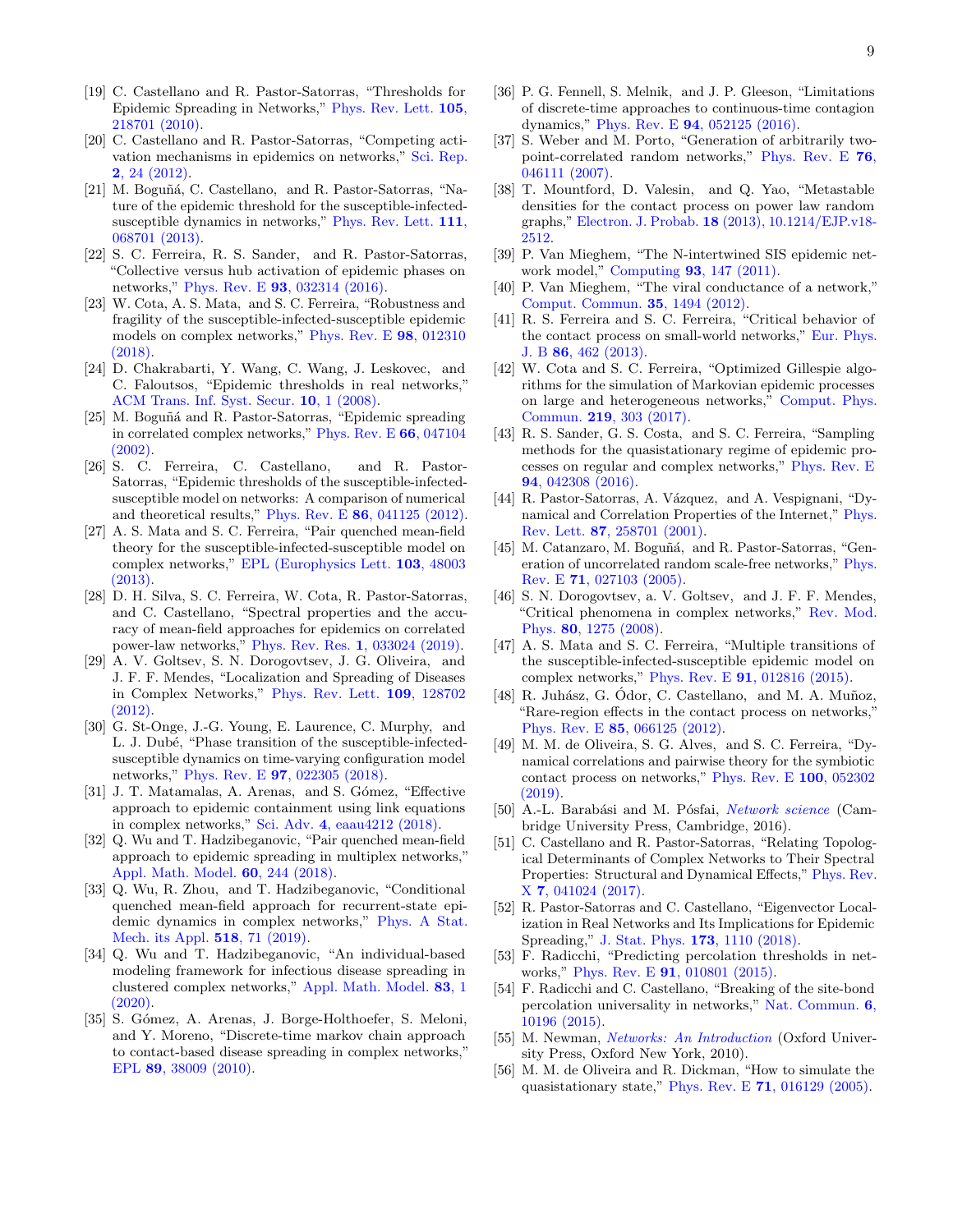[19] C. Castellano and R. Pastor-Satorras, "Thresholds for Epidemic Spreading in Networks," Phys. Rev. Lett. **105**, 218701 (2010).

[20] C. Castellano and R. Pastor-Satorras, "Competing activation mechanisms in epidemics on networks," Sci. Rep. **2**, 24 (2012).

[21] M. Boguñá, C. Castellano, and R. Pastor-Satorras, "Nature of the epidemic threshold for the susceptible-infected-susceptible dynamics in networks," Phys. Rev. Lett. **111**, 068701 (2013).

[22] S. C. Ferreira, R. S. Sander, and R. Pastor-Satorras, "Collective versus hub activation of epidemic phases on networks," Phys. Rev. E **93**, 032314 (2016).

[23] W. Cota, A. S. Mata, and S. C. Ferreira, "Robustness and fragility of the susceptible-infected-susceptible epidemic models on complex networks," Phys. Rev. E **98**, 012310 (2018).

[24] D. Chakrabarti, Y. Wang, C. Wang, J. Leskovec, and C. Faloutsos, "Epidemic thresholds in real networks," ACM Trans. Inf. Syst. Secur. **10**, 1 (2008).

[25] M. Boguñá and R. Pastor-Satorras, "Epidemic spreading in correlated complex networks," Phys. Rev. E **66**, 047104 (2002).

[26] S. C. Ferreira, C. Castellano, and R. Pastor-Satorras, "Epidemic thresholds of the susceptible-infected-susceptible model on networks: A comparison of numerical and theoretical results," Phys. Rev. E **86**, 041125 (2012).

[27] A. S. Mata and S. C. Ferreira, "Pair quenched mean-field theory for the susceptible-infected-susceptible model on complex networks," EPL (Europhysics Lett. **103**, 48003 (2013).

[28] D. H. Silva, S. C. Ferreira, W. Cota, R. Pastor-Satorras, and C. Castellano, "Spectral properties and the accuracy of mean-field approaches for epidemics on correlated power-law networks," Phys. Rev. Res. **1**, 033024 (2019).

[29] A. V. Goltsev, S. N. Dorogovtsev, J. G. Oliveira, and J. F. F. Mendes, "Localization and Spreading of Diseases in Complex Networks," Phys. Rev. Lett. **109**, 128702 (2012).

[30] G. St-Onge, J.-G. Young, E. Laurence, C. Murphy, and L. J. Dubé, "Phase transition of the susceptible-infected-susceptible dynamics on time-varying configuration model networks," Phys. Rev. E **97**, 022305 (2018).

[31] J. T. Matamalas, A. Arenas, and S. Gómez, "Effective approach to epidemic containment using link equations in complex networks," Sci. Adv. **4**, eaau4212 (2018).

[32] Q. Wu and T. Hadzibeganovic, "Pair quenched mean-field approach to epidemic spreading in multiplex networks," Appl. Math. Model. **60**, 244 (2018).

[33] Q. Wu, R. Zhou, and T. Hadzibeganovic, "Conditional quenched mean-field approach for recurrent-state epidemic dynamics in complex networks," Phys. A Stat. Mech. its Appl. **518**, 71 (2019).

[34] Q. Wu and T. Hadzibeganovic, "An individual-based modeling framework for infectious disease spreading in clustered complex networks," Appl. Math. Model. **83**, 1 (2020).

[35] S. Gómez, A. Arenas, J. Borge-Holthoefer, S. Meloni, and Y. Moreno, "Discrete-time markov chain approach to contact-based disease spreading in complex networks," EPL **89**, 38009 (2010).

[36] P. G. Fennell, S. Melnik, and J. P. Gleeson, "Limitations of discrete-time approaches to continuous-time contagion dynamics," Phys. Rev. E **94**, 052125 (2016).

[37] S. Weber and M. Porto, "Generation of arbitrarily two-point-correlated random networks," Phys. Rev. E **76**, 046111 (2007).

[38] T. Mountford, D. Valesin, and Q. Yao, "Metastable densities for the contact process on power law random graphs," Electron. J. Probab. **18** (2013), 10.1214/EJP.v18-2512.

[39] P. Van Mieghem, "The N-intertwined SIS epidemic network model," Computing **93**, 147 (2011).

[40] P. Van Mieghem, "The viral conductance of a network," Comput. Commun. **35**, 1494 (2012).

[41] R. S. Ferreira and S. C. Ferreira, "Critical behavior of the contact process on small-world networks," Eur. Phys. J. B **86**, 462 (2013).

[42] W. Cota and S. C. Ferreira, "Optimized Gillespie algorithms for the simulation of Markovian epidemic processes on large and heterogeneous networks," Comput. Phys. Commun. **219**, 303 (2017).

[43] R. S. Sander, G. S. Costa, and S. C. Ferreira, "Sampling methods for the quasistationary regime of epidemic processes on regular and complex networks," Phys. Rev. E **94**, 042308 (2016).

[44] R. Pastor-Satorras, A. Vázquez, and A. Vespignani, "Dynamical and Correlation Properties of the Internet," Phys. Rev. Lett. **87**, 258701 (2001).

[45] M. Catanzaro, M. Boguñá, and R. Pastor-Satorras, "Generation of uncorrelated random scale-free networks," Phys. Rev. E **71**, 027103 (2005).

[46] S. N. Dorogovtsev, a. V. Goltsev, and J. F. F. Mendes, "Critical phenomena in complex networks," Rev. Mod. Phys. **80**, 1275 (2008).

[47] A. S. Mata and S. C. Ferreira, "Multiple transitions of the susceptible-infected-susceptible epidemic model on complex networks," Phys. Rev. E **91**, 012816 (2015).

[48] R. Juhász, G. Ódor, C. Castellano, and M. A. Muñoz, "Rare-region effects in the contact process on networks," Phys. Rev. E **85**, 066125 (2012).

[49] M. M. de Oliveira, S. G. Alves, and S. C. Ferreira, "Dynamical correlations and pairwise theory for the symbiotic contact process on networks," Phys. Rev. E **100**, 052302 (2019).

[50] A.-L. Barabási and M. Pósfai, *Network science* (Cambridge University Press, Cambridge, 2016).

[51] C. Castellano and R. Pastor-Satorras, "Relating Topological Determinants of Complex Networks to Their Spectral Properties: Structural and Dynamical Effects," Phys. Rev. X **7**, 041024 (2017).

[52] R. Pastor-Satorras and C. Castellano, "Eigenvector Localization in Real Networks and Its Implications for Epidemic Spreading," J. Stat. Phys. **173**, 1110 (2018).

[53] F. Radicchi, "Predicting percolation thresholds in networks," Phys. Rev. E **91**, 010801 (2015).

[54] F. Radicchi and C. Castellano, "Breaking of the site-bond percolation universality in networks," Nat. Commun. **6**, 10196 (2015).

[55] M. Newman, *Networks: An Introduction* (Oxford University Press, Oxford New York, 2010).

[56] M. M. de Oliveira and R. Dickman, "How to simulate the quasistationary state," Phys. Rev. E **71**, 016129 (2005).